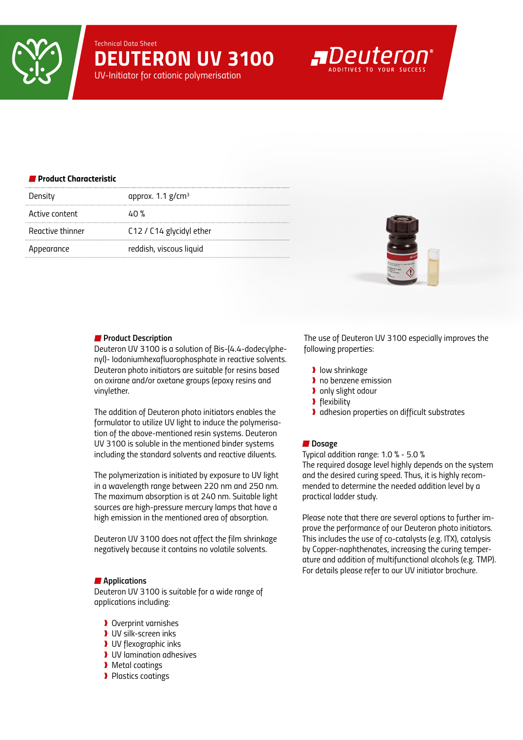Technical Data Sheet

# DEUTERON UV 3100

UV-Initiator for cationic polymerisation

Deuteron® ADDITIVES TO YOUR SUCCESS

## Product Characteristic

| | |
|---|---|
| Density | approx. 1.1 g/cm³ |
| Active content | 40 % |
| Reactive thinner | C12 / C14 glycidyl ether |
| Appearance | reddish, viscous liquid |

## Product Description

Deuteron UV 3100 is a solution of Bis-(4.4-dodecylphenyl)- Iodoniumhexafluorophosphate in reactive solvents. Deuteron photo initiators are suitable for resins based on oxirane and/or oxetane groups (epoxy resins and vinylether.

The addition of Deuteron photo initiators enables the formulator to utilize UV light to induce the polymerisation of the above-mentioned resin systems. Deuteron UV 3100 is soluble in the mentioned binder systems including the standard solvents and reactive diluents.

The polymerization is initiated by exposure to UV light in a wavelength range between 220 nm and 250 nm. The maximum absorption is at 240 nm. Suitable light sources are high-pressure mercury lamps that have a high emission in the mentioned area of absorption.

Deuteron UV 3100 does not affect the film shrinkage negatively because it contains no volatile solvents.

## Applications

Deuteron UV 3100 is suitable for a wide range of applications including:

- Overprint varnishes
- UV silk-screen inks
- UV flexographic inks
- UV lamination adhesives
- Metal coatings
- Plastics coatings

The use of Deuteron UV 3100 especially improves the following properties:

- low shrinkage
- no benzene emission
- only slight odour
- flexibility
- adhesion properties on difficult substrates

## Dosage

Typical addition range: 1.0 % - 5.0 %
The required dosage level highly depends on the system and the desired curing speed. Thus, it is highly recommended to determine the needed addition level by a practical ladder study.

Please note that there are several options to further improve the performance of our Deuteron photo initiators. This includes the use of co-catalysts (e.g. ITX), catalysis by Copper-naphthenates, increasing the curing temperature and addition of multifunctional alcohols (e.g. TMP). For details please refer to our UV initiator brochure.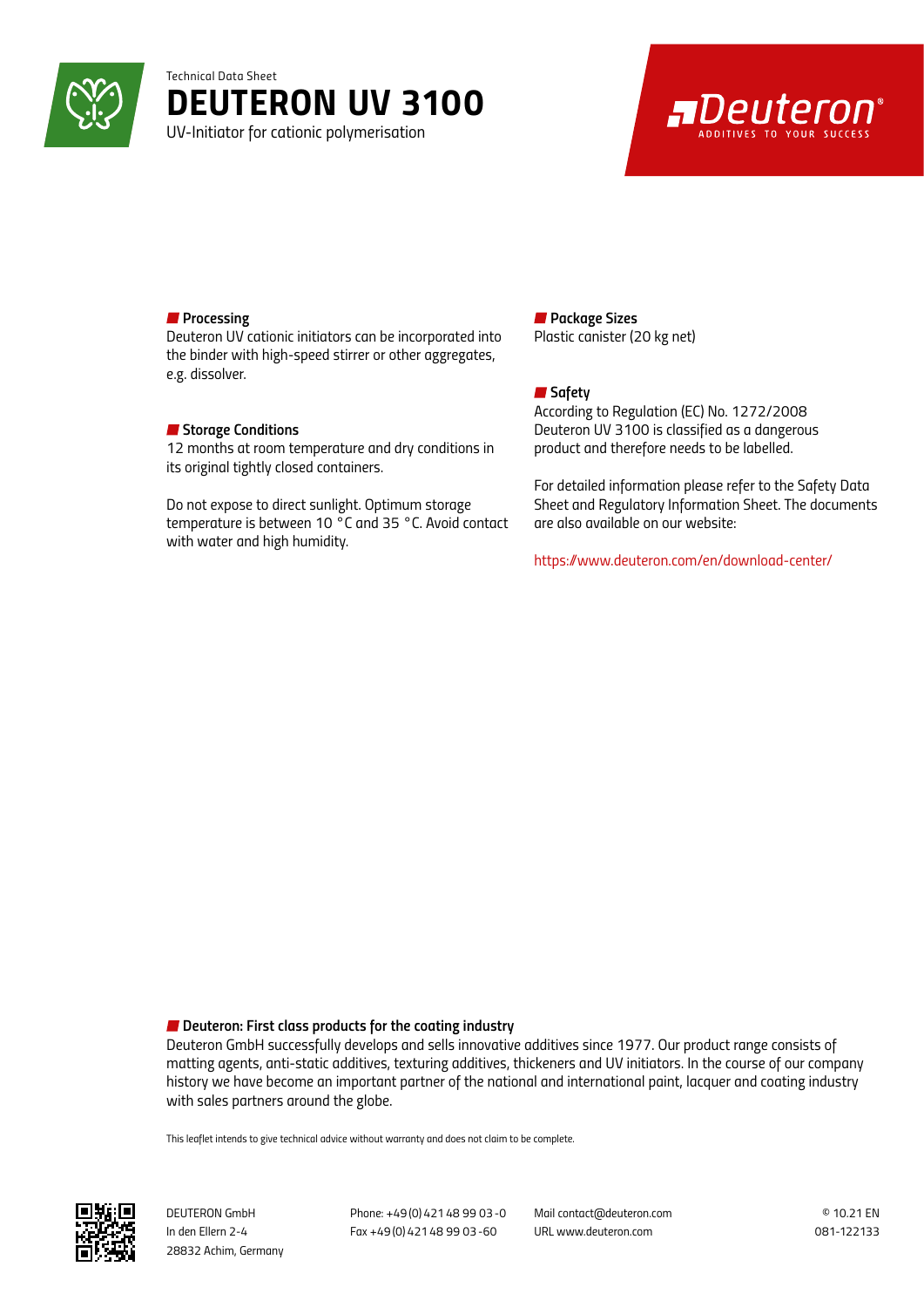Technical Data Sheet

# DEUTERON UV 3100

UV-Initiator for cationic polymerisation

Deuteron®
ADDITIVES TO YOUR SUCCESS

## Processing

Deuteron UV cationic initiators can be incorporated into the binder with high-speed stirrer or other aggregates, e.g. dissolver.

## Storage Conditions

12 months at room temperature and dry conditions in its original tightly closed containers.

Do not expose to direct sunlight. Optimum storage temperature is between 10 °C and 35 °C. Avoid contact with water and high humidity.

## Package Sizes

Plastic canister (20 kg net)

## Safety

According to Regulation (EC) No. 1272/2008 Deuteron UV 3100 is classified as a dangerous product and therefore needs to be labelled.

For detailed information please refer to the Safety Data Sheet and Regulatory Information Sheet. The documents are also available on our website:

https://www.deuteron.com/en/download-center/

## Deuteron: First class products for the coating industry

Deuteron GmbH successfully develops and sells innovative additives since 1977. Our product range consists of matting agents, anti-static additives, texturing additives, thickeners and UV initiators. In the course of our company history we have become an important partner of the national and international paint, lacquer and coating industry with sales partners around the globe.

This leaflet intends to give technical advice without warranty and does not claim to be complete.

DEUTERON GmbH
In den Ellern 2-4
28832 Achim, Germany

Phone: +49 (0) 421 48 99 03 -0
Fax +49 (0) 421 48 99 03 -60

Mail contact@deuteron.com
URL www.deuteron.com

© 10.21 EN
081-122133